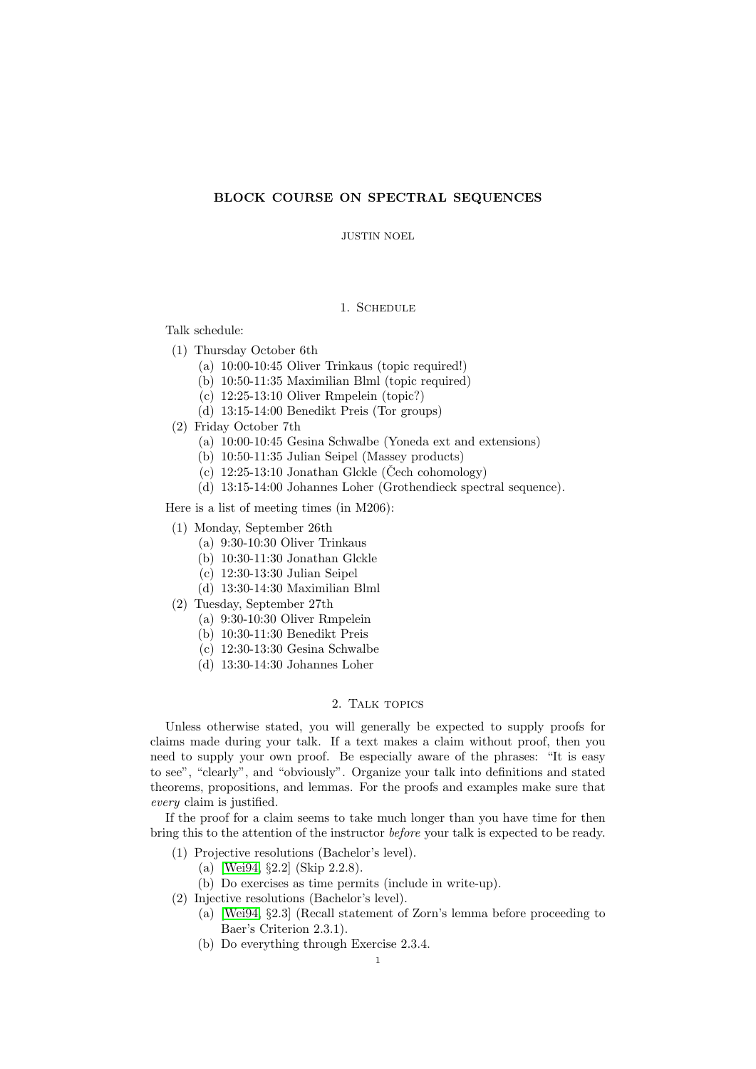# BLOCK COURSE ON SPECTRAL SEQUENCES

JUSTIN NOEL

## 1. Schedule

Talk schedule:

1. Thursday October 6th
   - (a) 10:00-10:45 Oliver Trinkaus (topic required!)
   - (b) 10:50-11:35 Maximilian Blml (topic required)
   - (c) 12:25-13:10 Oliver Rmpelein (topic?)
   - (d) 13:15-14:00 Benedikt Preis (Tor groups)
2. Friday October 7th
   - (a) 10:00-10:45 Gesina Schwalbe (Yoneda ext and extensions)
   - (b) 10:50-11:35 Julian Seipel (Massey products)
   - (c) 12:25-13:10 Jonathan Glckle (Čech cohomology)
   - (d) 13:15-14:00 Johannes Loher (Grothendieck spectral sequence).

Here is a list of meeting times (in M206):

1. Monday, September 26th
   - (a) 9:30-10:30 Oliver Trinkaus
   - (b) 10:30-11:30 Jonathan Glckle
   - (c) 12:30-13:30 Julian Seipel
   - (d) 13:30-14:30 Maximilian Blml
2. Tuesday, September 27th
   - (a) 9:30-10:30 Oliver Rmpelein
   - (b) 10:30-11:30 Benedikt Preis
   - (c) 12:30-13:30 Gesina Schwalbe
   - (d) 13:30-14:30 Johannes Loher

## 2. Talk topics

Unless otherwise stated, you will generally be expected to supply proofs for claims made during your talk. If a text makes a claim without proof, then you need to supply your own proof. Be especially aware of the phrases: "It is easy to see", "clearly", and "obviously". Organize your talk into definitions and stated theorems, propositions, and lemmas. For the proofs and examples make sure that *every* claim is justified.

If the proof for a claim seems to take much longer than you have time for then bring this to the attention of the instructor *before* your talk is expected to be ready.

1. Projective resolutions (Bachelor's level).
   - (a) [Wei94, §2.2] (Skip 2.2.8).
   - (b) Do exercises as time permits (include in write-up).
2. Injective resolutions (Bachelor's level).
   - (a) [Wei94, §2.3] (Recall statement of Zorn's lemma before proceeding to Baer's Criterion 2.3.1).
   - (b) Do everything through Exercise 2.3.4.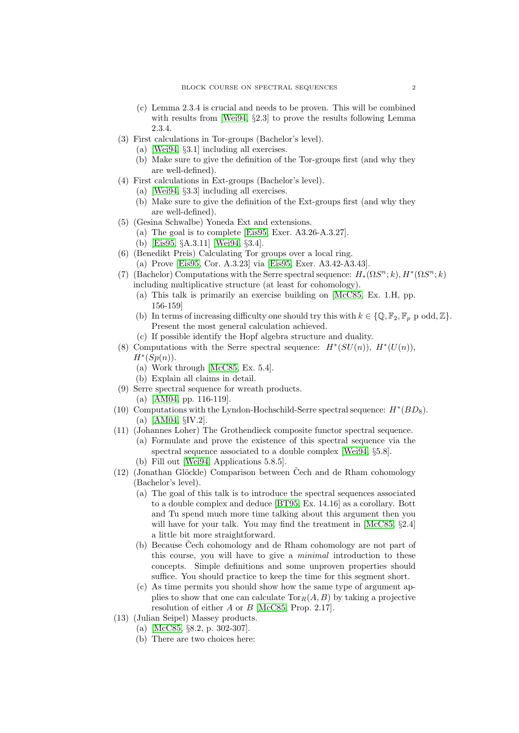(c) Lemma 2.3.4 is crucial and needs to be proven. This will be combined with results from [Wei94, §2.3] to prove the results following Lemma 2.3.4.

(3) First calculations in Tor-groups (Bachelor's level).
   (a) [Wei94, §3.1] including all exercises.
   (b) Make sure to give the definition of the Tor-groups first (and why they are well-defined).

(4) First calculations in Ext-groups (Bachelor's level).
   (a) [Wei94, §3.3] including all exercises.
   (b) Make sure to give the definition of the Ext-groups first (and why they are well-defined).

(5) (Gesina Schwalbe) Yoneda Ext and extensions.
   (a) The goal is to complete [Eis95, Exer. A3.26-A.3.27].
   (b) [Eis95, §A.3.11] [Wei94, §3.4].

(6) (Benedikt Preis) Calculating Tor groups over a local ring.
   (a) Prove [Eis95, Cor. A.3.23] via [Eis95, Exer. A3.42-A3.43].

(7) (Bachelor) Computations with the Serre spectral sequence: $H_*(\Omega S^n;k), H^*(\Omega S^n;k)$ including multiplicative structure (at least for cohomology).
   (a) This talk is primarily an exercise building on [McC85, Ex. 1.H, pp. 156-159]
   (b) In terms of increasing difficulty one should try this with $k \in \{\mathbb{Q}, \mathbb{F}_2, \mathbb{F}_p \text{ p odd}, \mathbb{Z}\}$. Present the most general calculation achieved.
   (c) If possible identify the Hopf algebra structure and duality.

(8) Computations with the Serre spectral sequence: $H^*(SU(n))$, $H^*(U(n))$, $H^*(Sp(n))$.
   (a) Work through [McC85, Ex. 5.4].
   (b) Explain all claims in detail.

(9) Serre spectral sequence for wreath products.
   (a) [AM04, pp. 116-119].

(10) Computations with the Lyndon-Hochschild-Serre spectral sequence: $H^*(BD_8)$.
   (a) [AM04, §IV.2].

(11) (Johannes Loher) The Grothendieck composite functor spectral sequence.
   (a) Formulate and prove the existence of this spectral sequence via the spectral sequence associated to a double complex [Wei94, §5.8].
   (b) Fill out [Wei94, Applications 5.8.5].

(12) (Jonathan Glöckle) Comparison between Čech and de Rham cohomology (Bachelor's level).
   (a) The goal of this talk is to introduce the spectral sequences associated to a double complex and deduce [BT95, Ex. 14.16] as a corollary. Bott and Tu spend much more time talking about this argument then you will have for your talk. You may find the treatment in [McC85, §2.4] a little bit more straightforward.
   (b) Because Čech cohomology and de Rham cohomology are not part of this course, you will have to give a *minimal* introduction to these concepts. Simple definitions and some unproven properties should suffice. You should practice to keep the time for this segment short.
   (c) As time permits you should show how the same type of argument applies to show that one can calculate $\mathrm{Tor}_R(A, B)$ by taking a projective resolution of either $A$ or $B$ [McC85, Prop. 2.17].

(13) (Julian Seipel) Massey products.
   (a) [McC85, §8.2, p. 302-307].
   (b) There are two choices here: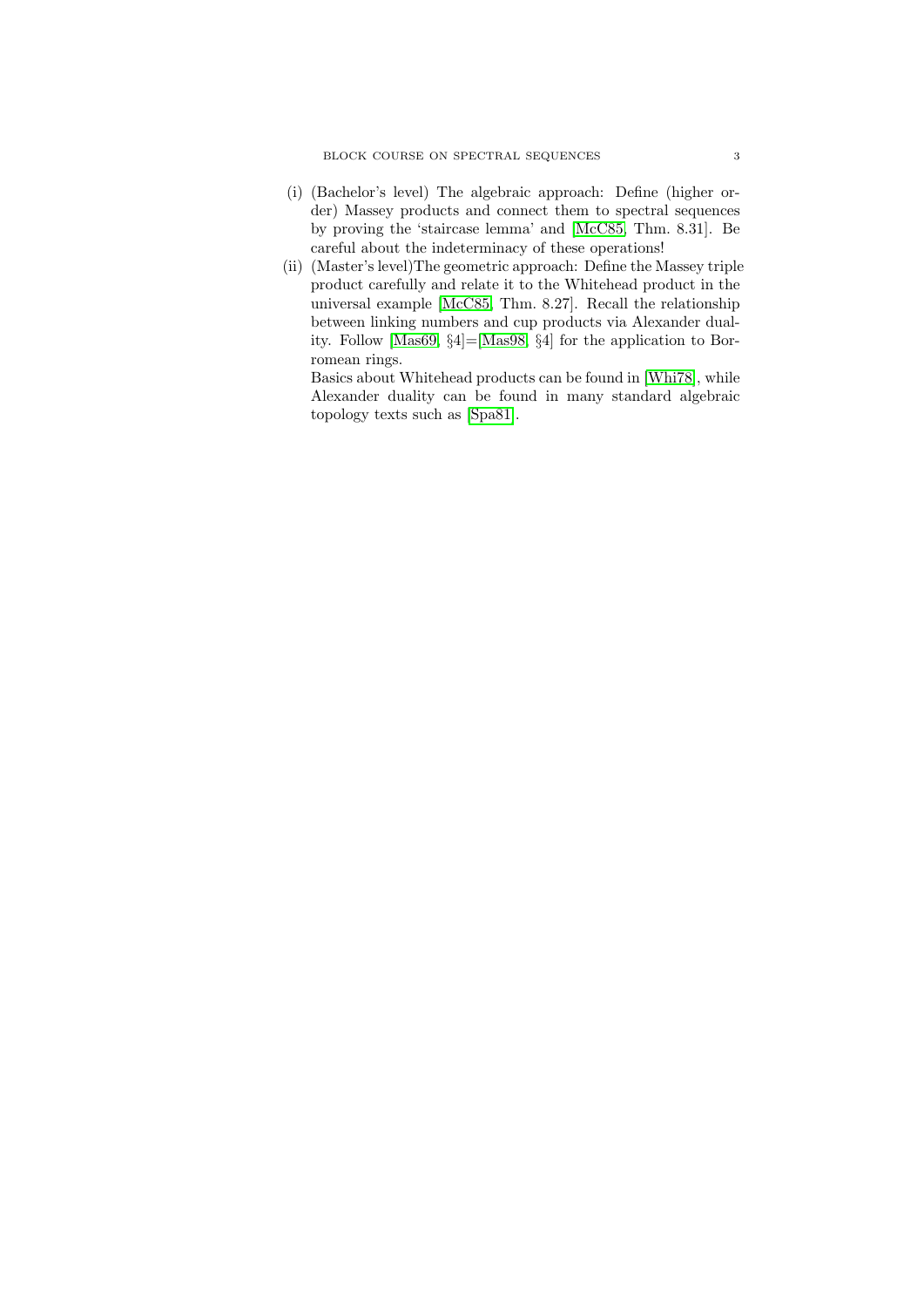(i) (Bachelor's level) The algebraic approach: Define (higher order) Massey products and connect them to spectral sequences by proving the 'staircase lemma' and [McC85, Thm. 8.31]. Be careful about the indeterminacy of these operations!

(ii) (Master's level)The geometric approach: Define the Massey triple product carefully and relate it to the Whitehead product in the universal example [McC85, Thm. 8.27]. Recall the relationship between linking numbers and cup products via Alexander duality. Follow [Mas69, §4]=[Mas98, §4] for the application to Borromean rings.

Basics about Whitehead products can be found in [Whi78], while Alexander duality can be found in many standard algebraic topology texts such as [Spa81].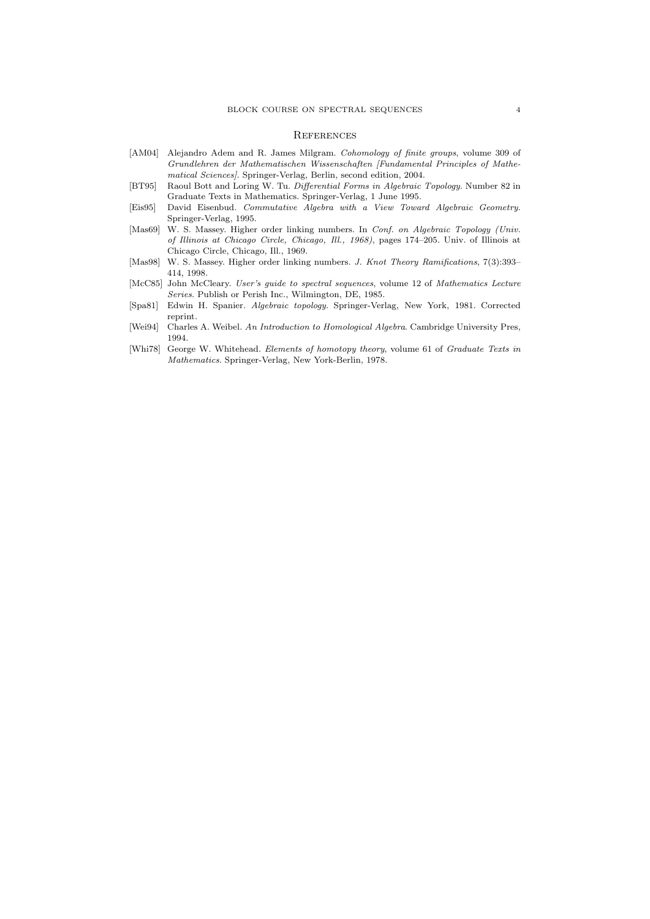## References

[AM04] Alejandro Adem and R. James Milgram. *Cohomology of finite groups*, volume 309 of *Grundlehren der Mathematischen Wissenschaften [Fundamental Principles of Mathematical Sciences]*. Springer-Verlag, Berlin, second edition, 2004.

[BT95] Raoul Bott and Loring W. Tu. *Differential Forms in Algebraic Topology*. Number 82 in Graduate Texts in Mathematics. Springer-Verlag, 1 June 1995.

[Eis95] David Eisenbud. *Commutative Algebra with a View Toward Algebraic Geometry*. Springer-Verlag, 1995.

[Mas69] W. S. Massey. Higher order linking numbers. In *Conf. on Algebraic Topology (Univ. of Illinois at Chicago Circle, Chicago, Ill., 1968)*, pages 174–205. Univ. of Illinois at Chicago Circle, Chicago, Ill., 1969.

[Mas98] W. S. Massey. Higher order linking numbers. *J. Knot Theory Ramifications*, 7(3):393–414, 1998.

[McC85] John McCleary. *User's guide to spectral sequences*, volume 12 of *Mathematics Lecture Series*. Publish or Perish Inc., Wilmington, DE, 1985.

[Spa81] Edwin H. Spanier. *Algebraic topology*. Springer-Verlag, New York, 1981. Corrected reprint.

[Wei94] Charles A. Weibel. *An Introduction to Homological Algebra*. Cambridge University Pres, 1994.

[Whi78] George W. Whitehead. *Elements of homotopy theory*, volume 61 of *Graduate Texts in Mathematics*. Springer-Verlag, New York-Berlin, 1978.